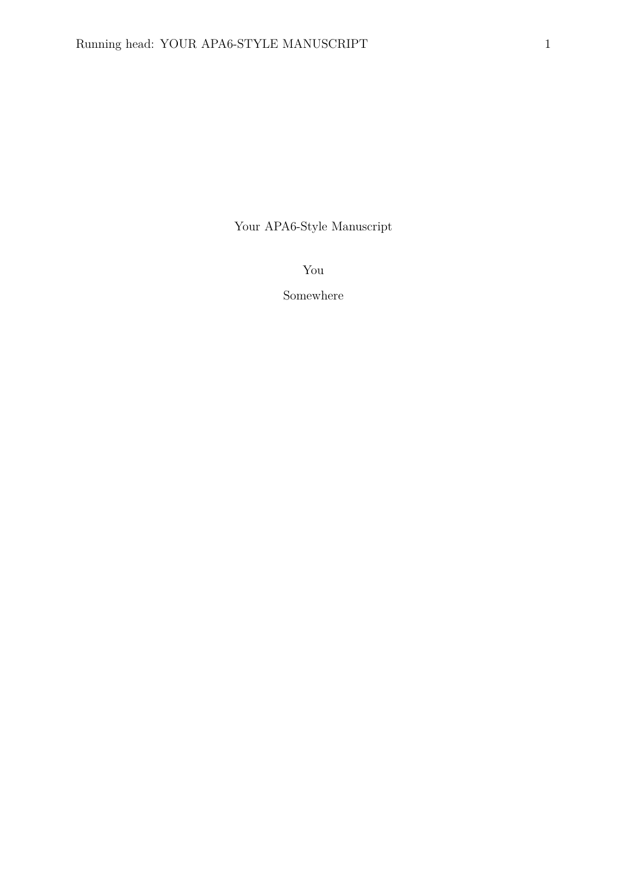# Your APA6-Style Manuscript

You

Somewhere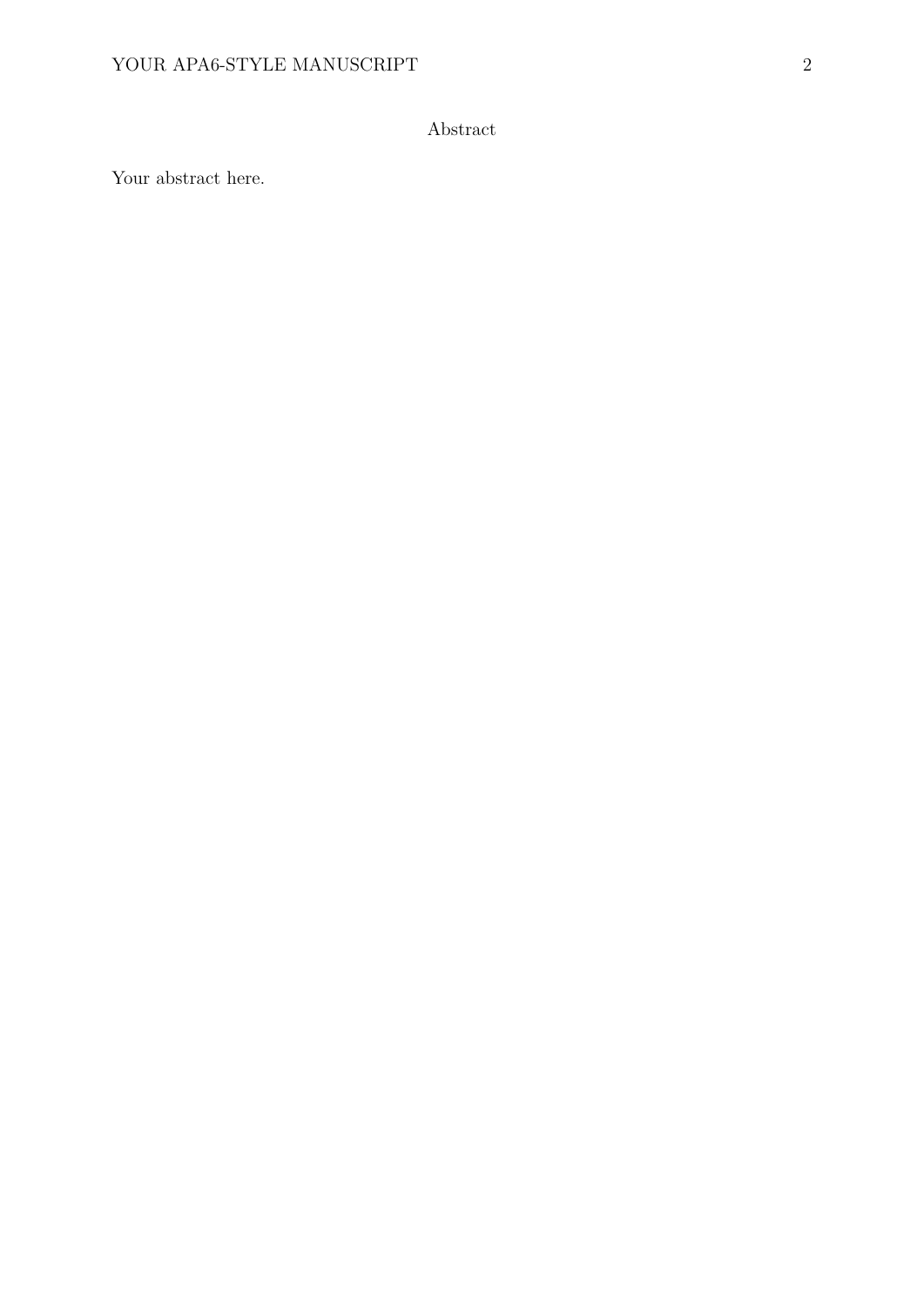# Abstract

Your abstract here.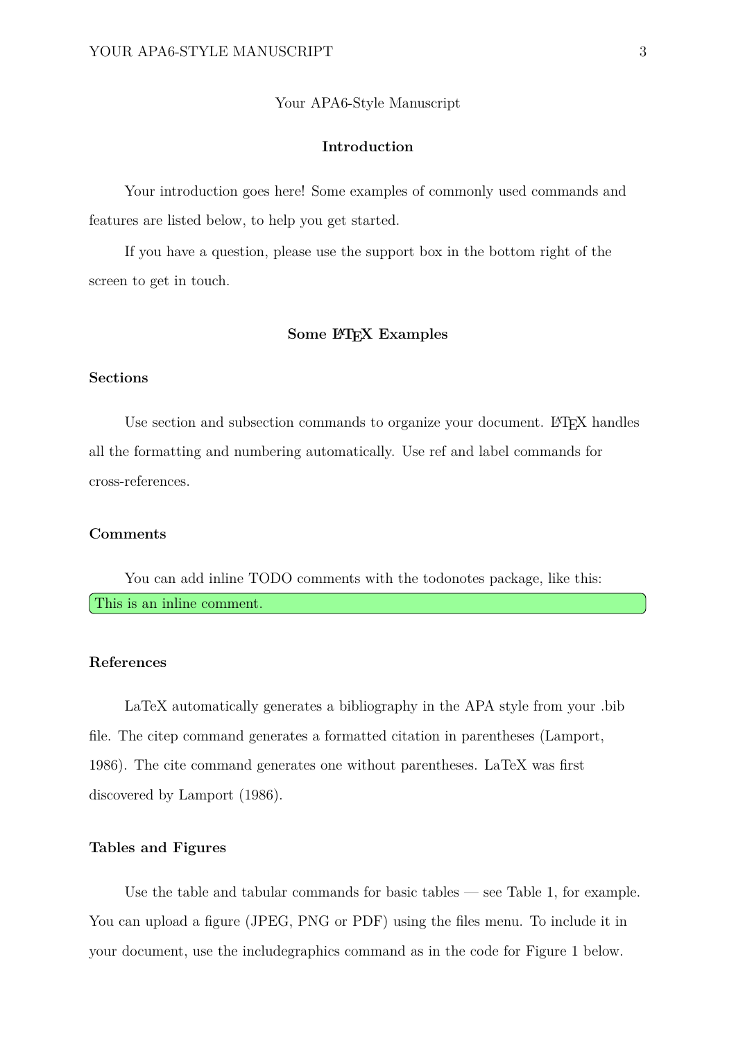Your APA6-Style Manuscript

# Introduction

Your introduction goes here! Some examples of commonly used commands and features are listed below, to help you get started.

If you have a question, please use the support box in the bottom right of the screen to get in touch.

# Some LaTeX Examples

## Sections

Use section and subsection commands to organize your document. LaTeX handles all the formatting and numbering automatically. Use ref and label commands for cross-references.

## Comments

You can add inline TODO comments with the todonotes package, like this:

This is an inline comment.

## References

LaTeX automatically generates a bibliography in the APA style from your .bib file. The citep command generates a formatted citation in parentheses (Lamport, 1986). The cite command generates one without parentheses. LaTeX was first discovered by Lamport (1986).

## Tables and Figures

Use the table and tabular commands for basic tables — see Table 1, for example. You can upload a figure (JPEG, PNG or PDF) using the files menu. To include it in your document, use the includegraphics command as in the code for Figure 1 below.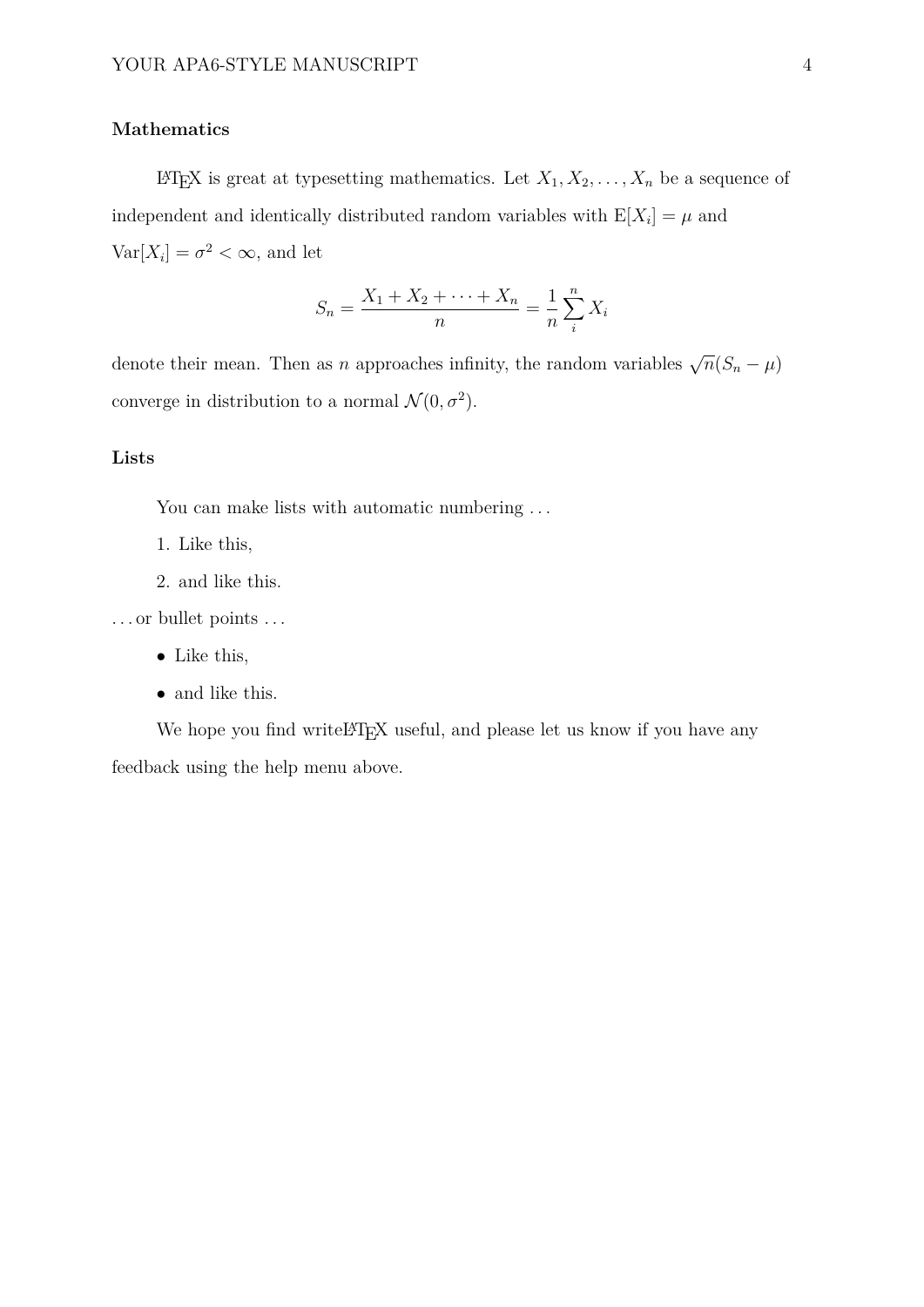## Mathematics

LaTeX is great at typesetting mathematics. Let $X_1, X_2, \ldots, X_n$ be a sequence of independent and identically distributed random variables with $\mathrm{E}[X_i] = \mu$ and $\mathrm{Var}[X_i] = \sigma^2 < \infty$, and let

$$S_n = \frac{X_1 + X_2 + \cdots + X_n}{n} = \frac{1}{n} \sum_{i}^{n} X_i$$

denote their mean. Then as $n$ approaches infinity, the random variables $\sqrt{n}(S_n - \mu)$ converge in distribution to a normal $\mathcal{N}(0, \sigma^2)$.

## Lists

You can make lists with automatic numbering ...

1. Like this,
2. and like this.

... or bullet points ...

- Like this,
- and like this.

We hope you find writeLaTeX useful, and please let us know if you have any feedback using the help menu above.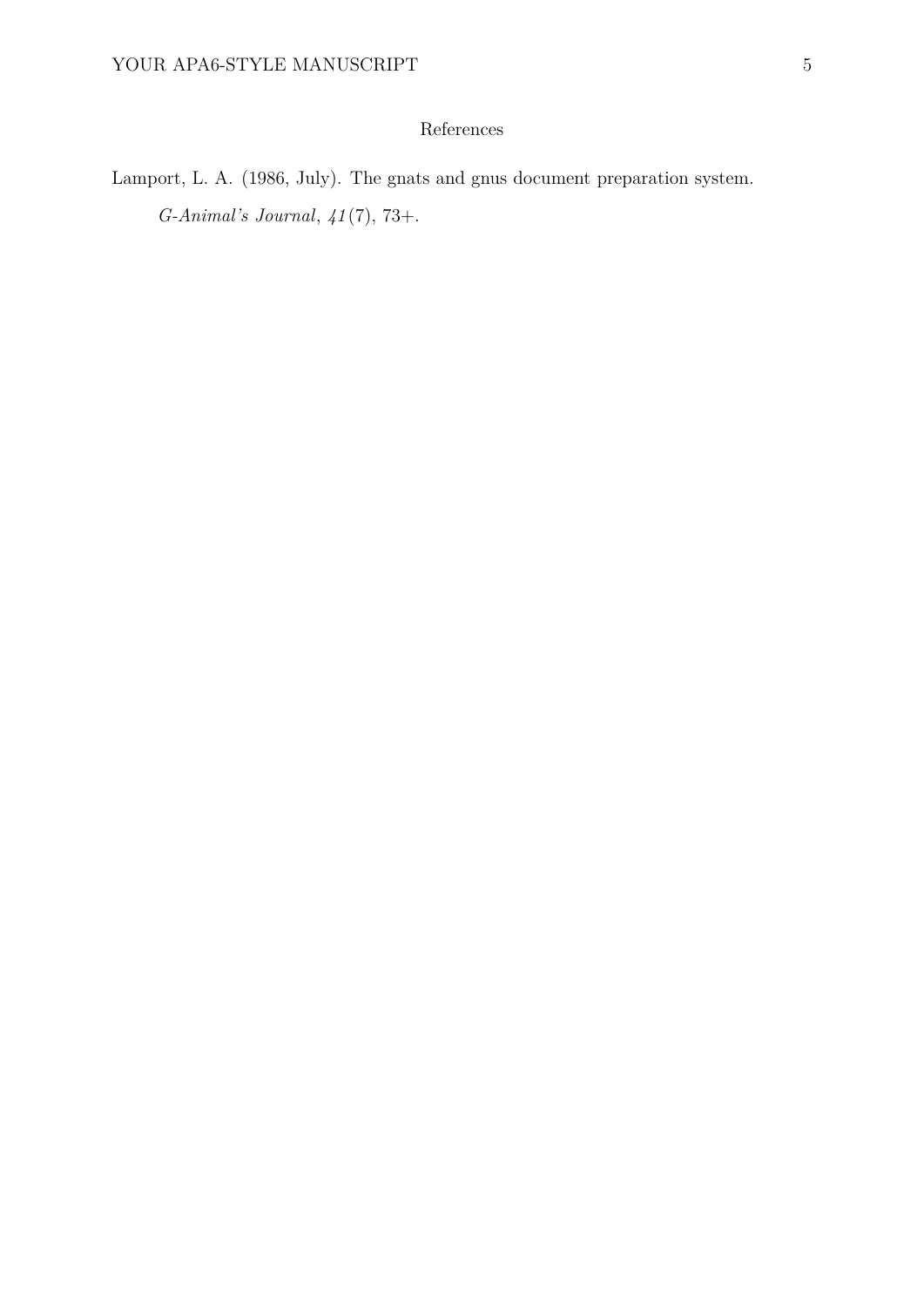# References

Lamport, L. A. (1986, July). The gnats and gnus document preparation system. *G-Animal's Journal*, *41*(7), 73+.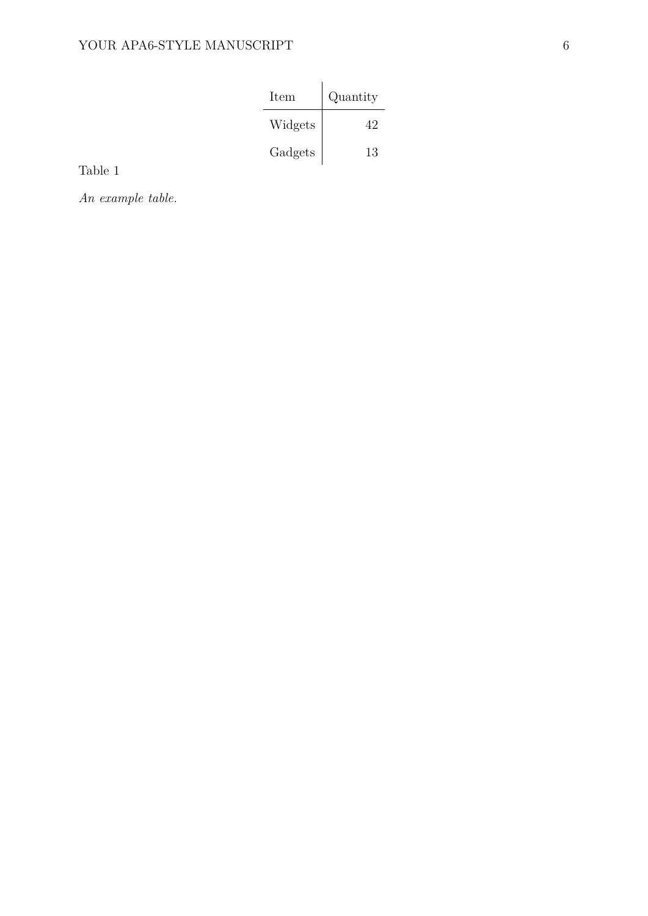| Item | Quantity |
|---|---:|
| Widgets | 42 |
| Gadgets | 13 |

Table 1

*An example table.*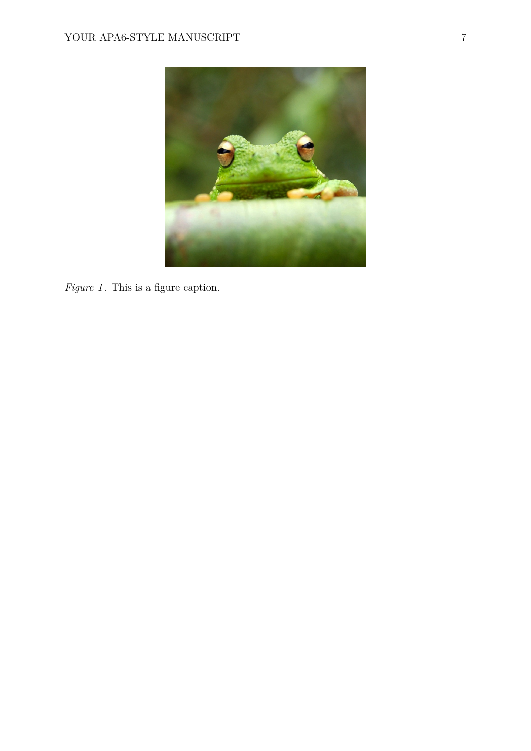*Figure 1*. This is a figure caption.